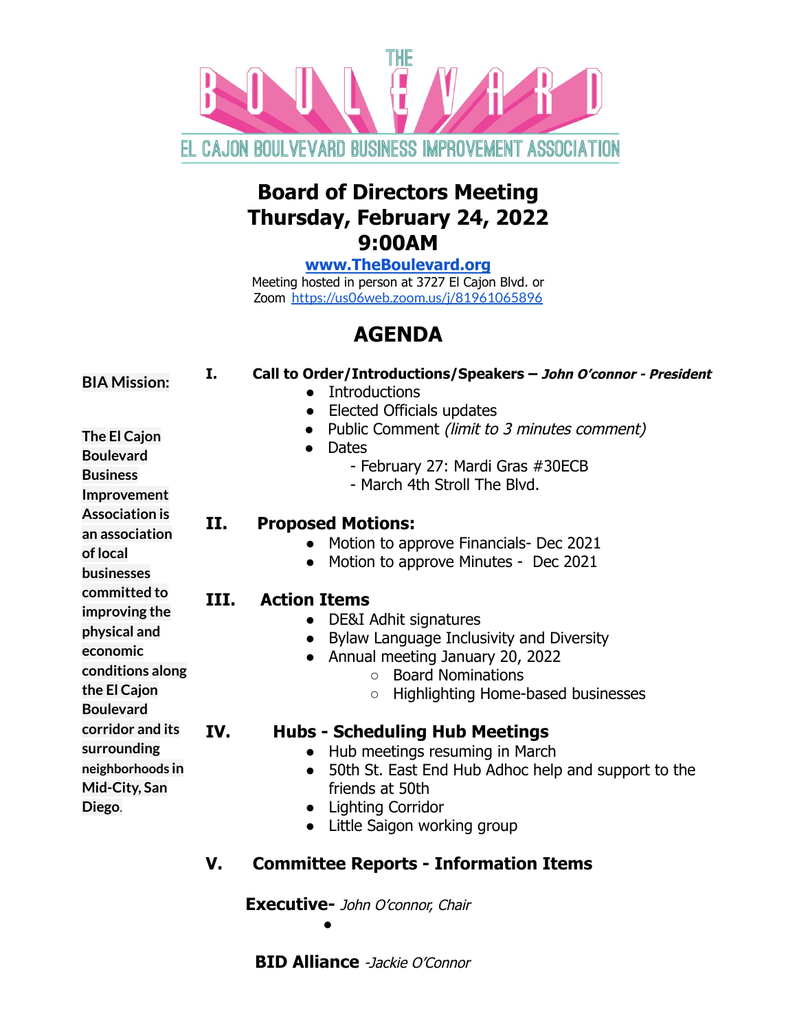THE BOULEVARD

EL CAJON BOULEVARD BUSINESS IMPROVEMENT ASSOCIATION

# Board of Directors Meeting
# Thursday, February 24, 2022
# 9:00AM

**[www.TheBoulevard.org](http://www.TheBoulevard.org)**

Meeting hosted in person at 3727 El Cajon Blvd. or Zoom https://us06web.zoom.us/j/81961065896

## AGENDA

**BIA Mission:**

**The El Cajon Boulevard Business Improvement Association is an association of local businesses committed to improving the physical and economic conditions along the El Cajon Boulevard corridor and its surrounding neighborhoods in Mid-City, San Diego.**

**I. Call to Order/Introductions/Speakers –** ***John O'connor - President***

- Introductions
- Elected Officials updates
- Public Comment *(limit to 3 minutes comment)*
- Dates
  - February 27: Mardi Gras #30ECB
  - March 4th Stroll The Blvd.

**II. Proposed Motions:**

- Motion to approve Financials- Dec 2021
- Motion to approve Minutes - Dec 2021

**III. Action Items**

- DE&I Adhit signatures
- Bylaw Language Inclusivity and Diversity
- Annual meeting January 20, 2022
  - Board Nominations
  - Highlighting Home-based businesses

**IV. Hubs - Scheduling Hub Meetings**

- Hub meetings resuming in March
- 50th St. East End Hub Adhoc help and support to the friends at 50th
- Lighting Corridor
- Little Saigon working group

**V. Committee Reports - Information Items**

**Executive-** *John O'connor, Chair*

- 

**BID Alliance** *-Jackie O'Connor*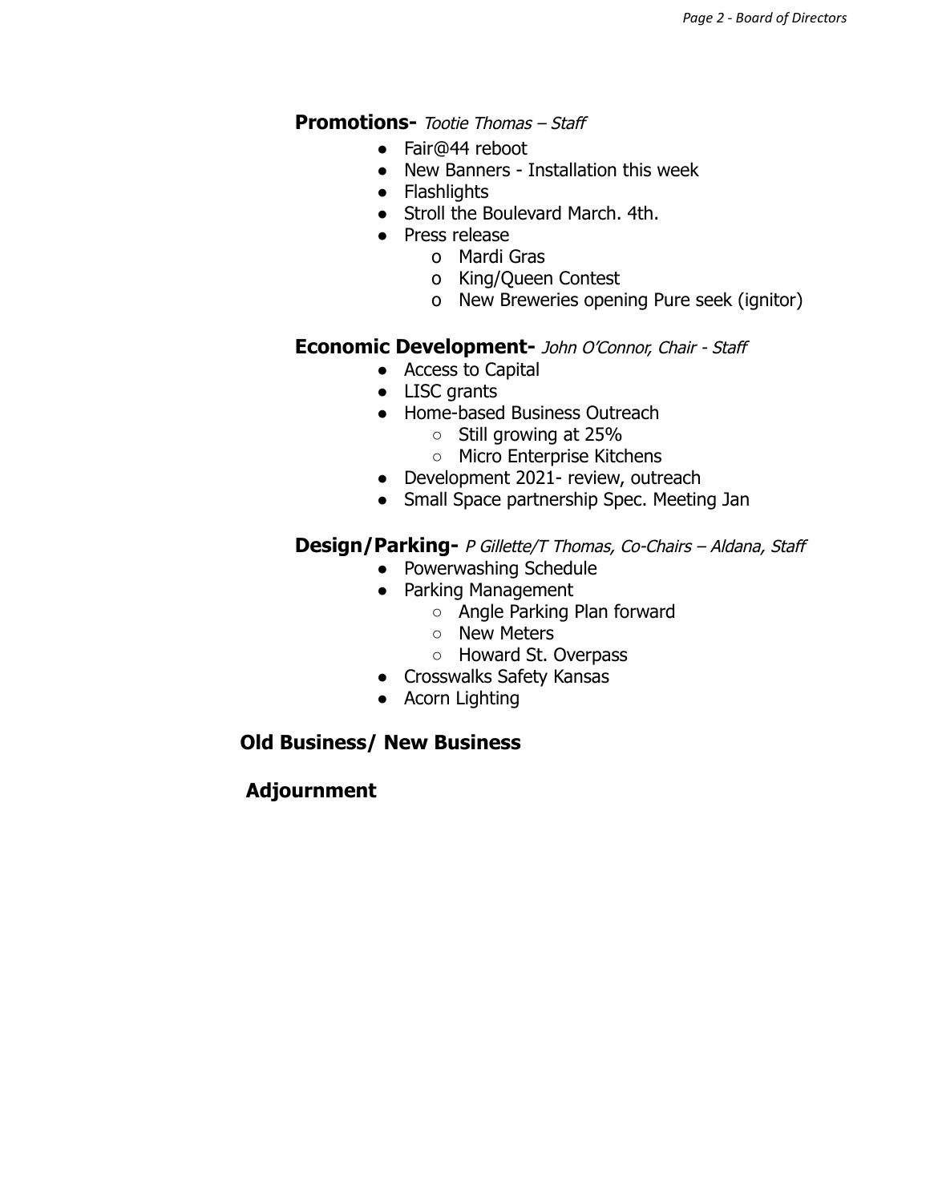**Promotions-** *Tootie Thomas – Staff*

- Fair@44 reboot
- New Banners - Installation this week
- Flashlights
- Stroll the Boulevard March. 4th.
- Press release
  - Mardi Gras
  - King/Queen Contest
  - New Breweries opening Pure seek (ignitor)

**Economic Development-** *John O'Connor, Chair - Staff*

- Access to Capital
- LISC grants
- Home-based Business Outreach
  - Still growing at 25%
  - Micro Enterprise Kitchens
- Development 2021- review, outreach
- Small Space partnership Spec. Meeting Jan

**Design/Parking-** *P Gillette/T Thomas, Co-Chairs – Aldana, Staff*

- Powerwashing Schedule
- Parking Management
  - Angle Parking Plan forward
  - New Meters
  - Howard St. Overpass
- Crosswalks Safety Kansas
- Acorn Lighting

**Old Business/ New Business**

**Adjournment**